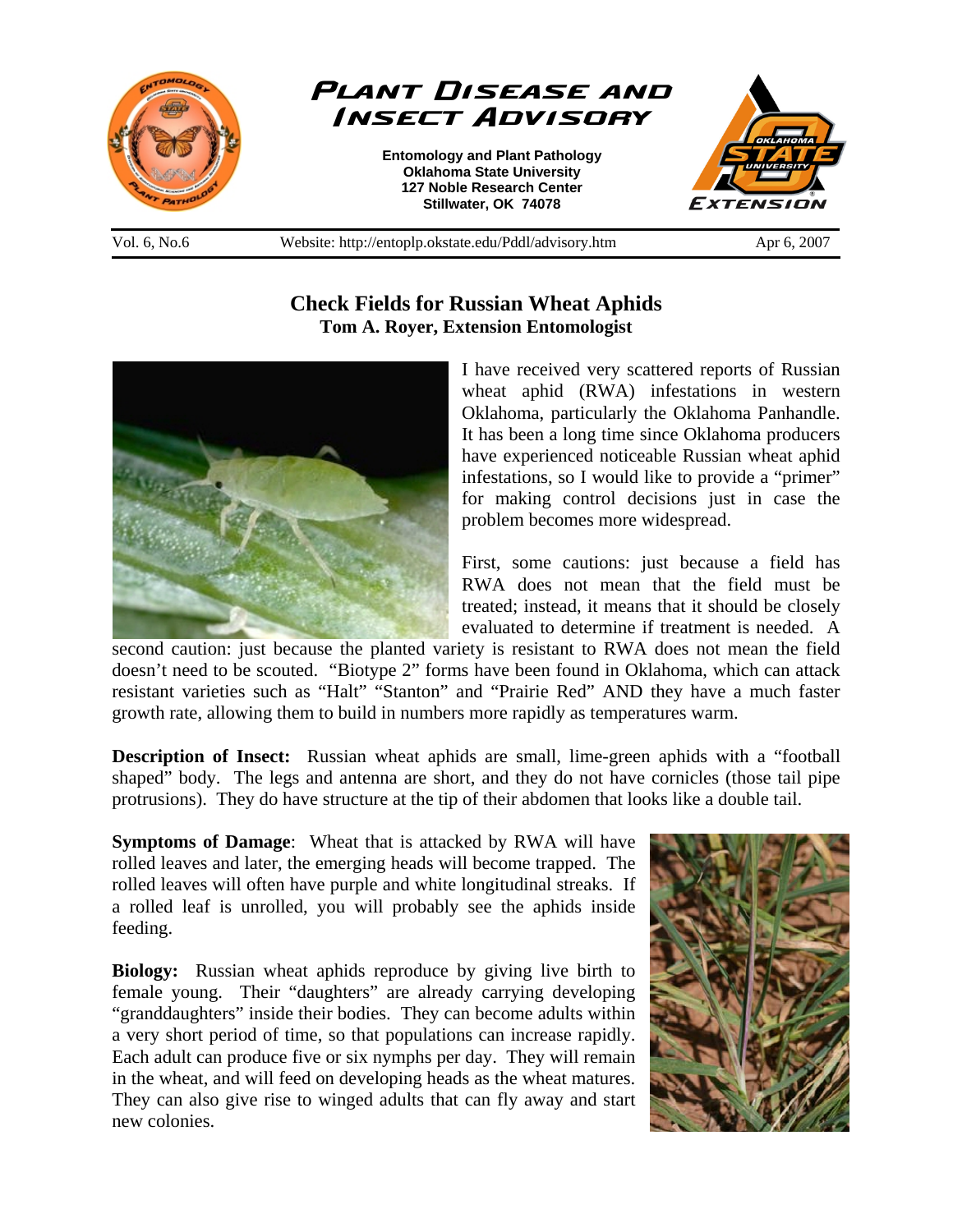# Plant Disease and Insect Advisory

**Entomology and Plant Pathology**
**Oklahoma State University**
**127 Noble Research Center**
**Stillwater, OK 74078**

Vol. 6, No.6 | Website: http://entoplp.okstate.edu/Pddl/advisory.htm | Apr 6, 2007

## Check Fields for Russian Wheat Aphids

**Tom A. Royer, Extension Entomologist**

I have received very scattered reports of Russian wheat aphid (RWA) infestations in western Oklahoma, particularly the Oklahoma Panhandle. It has been a long time since Oklahoma producers have experienced noticeable Russian wheat aphid infestations, so I would like to provide a "primer" for making control decisions just in case the problem becomes more widespread.

First, some cautions: just because a field has RWA does not mean that the field must be treated; instead, it means that it should be closely evaluated to determine if treatment is needed. A second caution: just because the planted variety is resistant to RWA does not mean the field doesn't need to be scouted. "Biotype 2" forms have been found in Oklahoma, which can attack resistant varieties such as "Halt" "Stanton" and "Prairie Red" AND they have a much faster growth rate, allowing them to build in numbers more rapidly as temperatures warm.

**Description of Insect:** Russian wheat aphids are small, lime-green aphids with a "football shaped" body. The legs and antenna are short, and they do not have cornicles (those tail pipe protrusions). They do have structure at the tip of their abdomen that looks like a double tail.

**Symptoms of Damage**: Wheat that is attacked by RWA will have rolled leaves and later, the emerging heads will become trapped. The rolled leaves will often have purple and white longitudinal streaks. If a rolled leaf is unrolled, you will probably see the aphids inside feeding.

**Biology:** Russian wheat aphids reproduce by giving live birth to female young. Their "daughters" are already carrying developing "granddaughters" inside their bodies. They can become adults within a very short period of time, so that populations can increase rapidly. Each adult can produce five or six nymphs per day. They will remain in the wheat, and will feed on developing heads as the wheat matures. They can also give rise to winged adults that can fly away and start new colonies.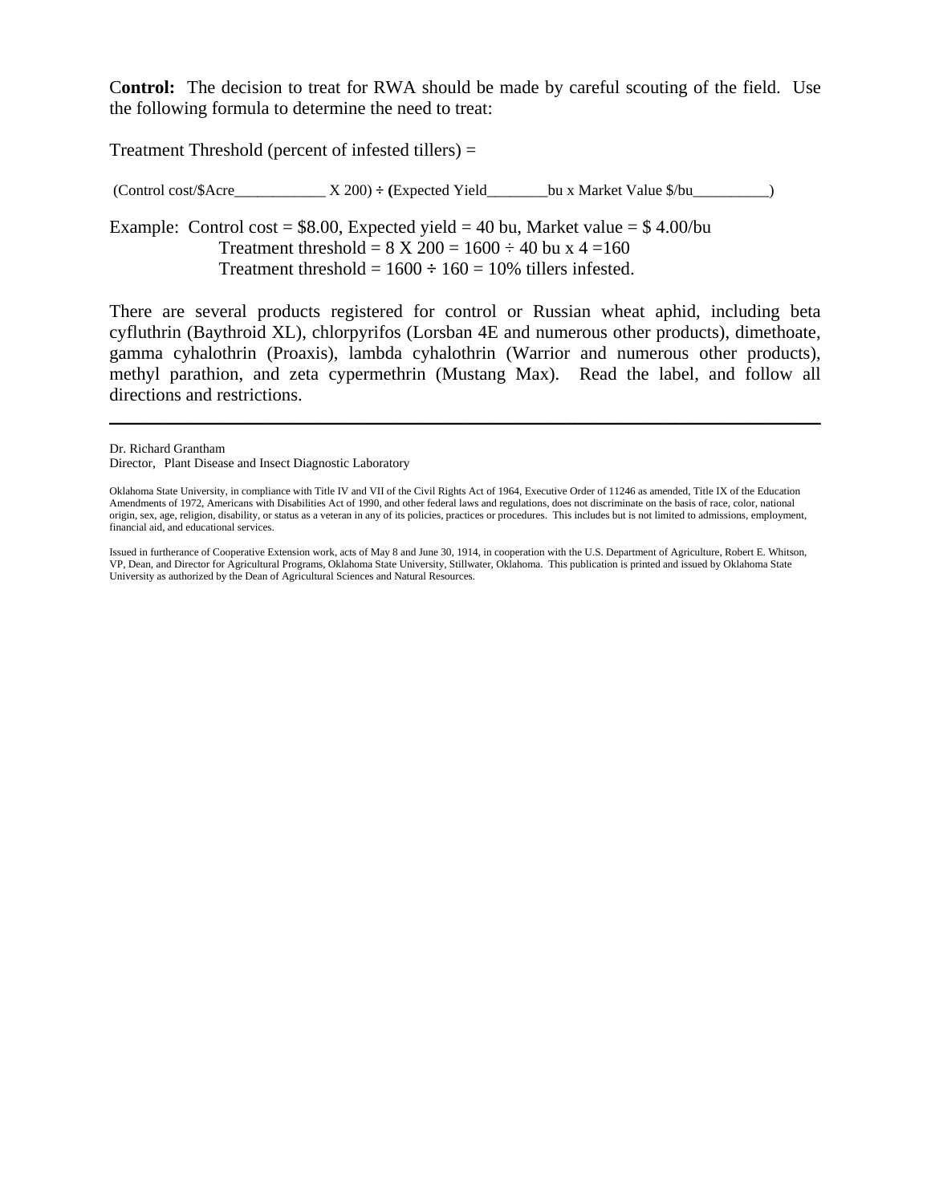**Control:** The decision to treat for RWA should be made by careful scouting of the field. Use the following formula to determine the need to treat:

Treatment Threshold (percent of infested tillers) =

(Control cost/$Acre____________ X 200) ÷ **(**Expected Yield________bu x Market Value $/bu__________)

Example: Control cost = $8.00, Expected yield = 40 bu, Market value = $ 4.00/bu
Treatment threshold = 8 X 200 = 1600 ÷ 40 bu x 4 =160
Treatment threshold = 1600 ÷ 160 = 10% tillers infested.

There are several products registered for control or Russian wheat aphid, including beta cyfluthrin (Baythroid XL), chlorpyrifos (Lorsban 4E and numerous other products), dimethoate, gamma cyhalothrin (Proaxis), lambda cyhalothrin (Warrior and numerous other products), methyl parathion, and zeta cypermethrin (Mustang Max). Read the label, and follow all directions and restrictions.

---

Dr. Richard Grantham
Director, Plant Disease and Insect Diagnostic Laboratory

Oklahoma State University, in compliance with Title IV and VII of the Civil Rights Act of 1964, Executive Order of 11246 as amended, Title IX of the Education Amendments of 1972, Americans with Disabilities Act of 1990, and other federal laws and regulations, does not discriminate on the basis of race, color, national origin, sex, age, religion, disability, or status as a veteran in any of its policies, practices or procedures. This includes but is not limited to admissions, employment, financial aid, and educational services.

Issued in furtherance of Cooperative Extension work, acts of May 8 and June 30, 1914, in cooperation with the U.S. Department of Agriculture, Robert E. Whitson, VP, Dean, and Director for Agricultural Programs, Oklahoma State University, Stillwater, Oklahoma. This publication is printed and issued by Oklahoma State University as authorized by the Dean of Agricultural Sciences and Natural Resources.